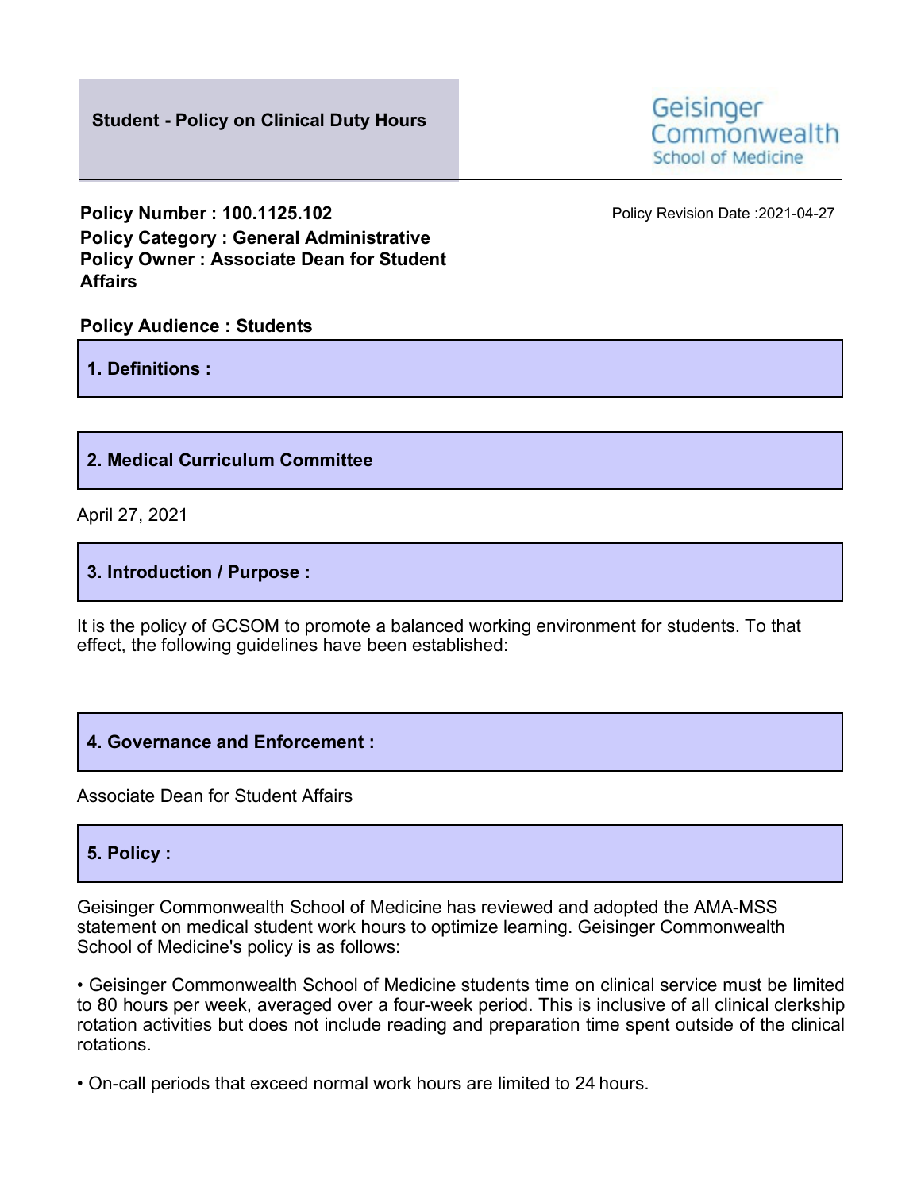**Student - Policy on Clinical Duty Hours**

Geisinger Commonwealth School of Medicine

**Policy Number : 100.1125.102**
**Policy Category : General Administrative**
**Policy Owner : Associate Dean for Student Affairs**

Policy Revision Date :2021-04-27

**Policy Audience : Students**

## 1. Definitions :

## 2. Medical Curriculum Committee

April 27, 2021

## 3. Introduction / Purpose :

It is the policy of GCSOM to promote a balanced working environment for students. To that effect, the following guidelines have been established:

## 4. Governance and Enforcement :

Associate Dean for Student Affairs

## 5. Policy :

Geisinger Commonwealth School of Medicine has reviewed and adopted the AMA-MSS statement on medical student work hours to optimize learning. Geisinger Commonwealth School of Medicine's policy is as follows:

- Geisinger Commonwealth School of Medicine students time on clinical service must be limited to 80 hours per week, averaged over a four-week period. This is inclusive of all clinical clerkship rotation activities but does not include reading and preparation time spent outside of the clinical rotations.

- On-call periods that exceed normal work hours are limited to 24 hours.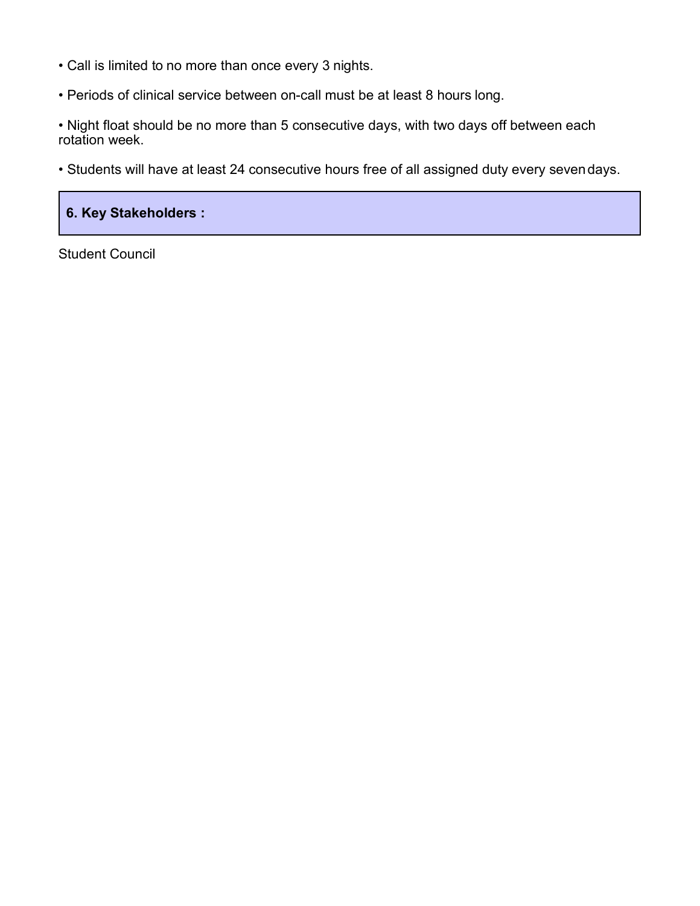- Call is limited to no more than once every 3 nights.
- Periods of clinical service between on-call must be at least 8 hours long.
- Night float should be no more than 5 consecutive days, with two days off between each rotation week.
- Students will have at least 24 consecutive hours free of all assigned duty every seven days.

## 6. Key Stakeholders :

Student Council